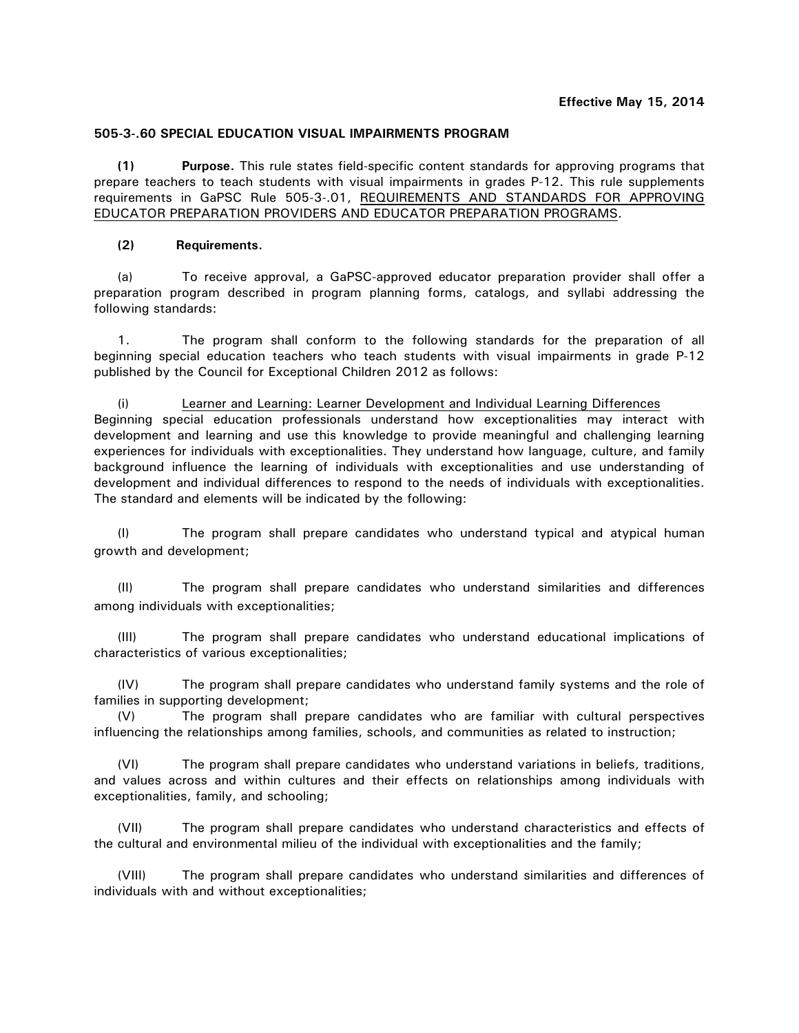**Effective May 15, 2014**

**505-3-.60 SPECIAL EDUCATION VISUAL IMPAIRMENTS PROGRAM**

**(1) Purpose.** This rule states field-specific content standards for approving programs that prepare teachers to teach students with visual impairments in grades P-12. This rule supplements requirements in GaPSC Rule 505-3-.01, <u>REQUIREMENTS AND STANDARDS FOR APPROVING EDUCATOR PREPARATION PROVIDERS AND EDUCATOR PREPARATION PROGRAMS</u>.

**(2) Requirements.**

(a) To receive approval, a GaPSC-approved educator preparation provider shall offer a preparation program described in program planning forms, catalogs, and syllabi addressing the following standards:

1. The program shall conform to the following standards for the preparation of all beginning special education teachers who teach students with visual impairments in grade P-12 published by the Council for Exceptional Children 2012 as follows:

(i) <u>Learner and Learning: Learner Development and Individual Learning Differences</u> Beginning special education professionals understand how exceptionalities may interact with development and learning and use this knowledge to provide meaningful and challenging learning experiences for individuals with exceptionalities. They understand how language, culture, and family background influence the learning of individuals with exceptionalities and use understanding of development and individual differences to respond to the needs of individuals with exceptionalities. The standard and elements will be indicated by the following:

(I) The program shall prepare candidates who understand typical and atypical human growth and development;

(II) The program shall prepare candidates who understand similarities and differences among individuals with exceptionalities;

(III) The program shall prepare candidates who understand educational implications of characteristics of various exceptionalities;

(IV) The program shall prepare candidates who understand family systems and the role of families in supporting development;

(V) The program shall prepare candidates who are familiar with cultural perspectives influencing the relationships among families, schools, and communities as related to instruction;

(VI) The program shall prepare candidates who understand variations in beliefs, traditions, and values across and within cultures and their effects on relationships among individuals with exceptionalities, family, and schooling;

(VII) The program shall prepare candidates who understand characteristics and effects of the cultural and environmental milieu of the individual with exceptionalities and the family;

(VIII) The program shall prepare candidates who understand similarities and differences of individuals with and without exceptionalities;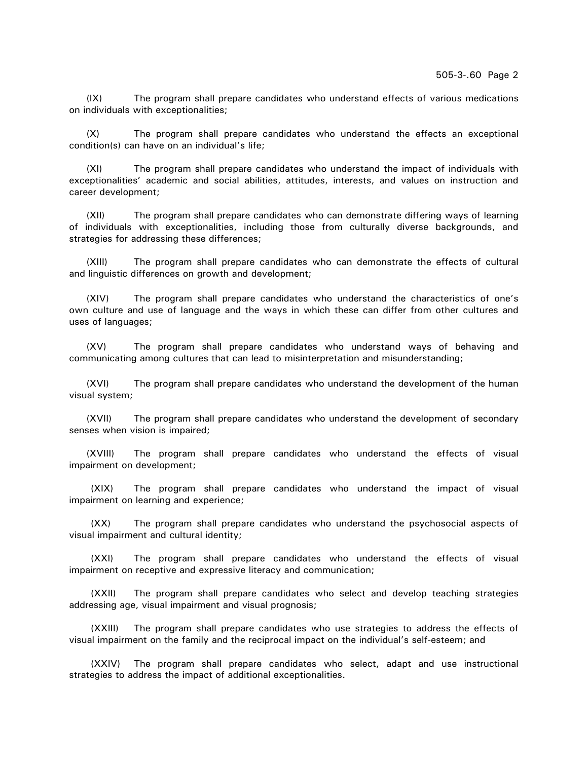(IX) The program shall prepare candidates who understand effects of various medications on individuals with exceptionalities;

(X) The program shall prepare candidates who understand the effects an exceptional condition(s) can have on an individual's life;

(XI) The program shall prepare candidates who understand the impact of individuals with exceptionalities' academic and social abilities, attitudes, interests, and values on instruction and career development;

(XII) The program shall prepare candidates who can demonstrate differing ways of learning of individuals with exceptionalities, including those from culturally diverse backgrounds, and strategies for addressing these differences;

(XIII) The program shall prepare candidates who can demonstrate the effects of cultural and linguistic differences on growth and development;

(XIV) The program shall prepare candidates who understand the characteristics of one's own culture and use of language and the ways in which these can differ from other cultures and uses of languages;

(XV) The program shall prepare candidates who understand ways of behaving and communicating among cultures that can lead to misinterpretation and misunderstanding;

(XVI) The program shall prepare candidates who understand the development of the human visual system;

(XVII) The program shall prepare candidates who understand the development of secondary senses when vision is impaired;

(XVIII) The program shall prepare candidates who understand the effects of visual impairment on development;

(XIX) The program shall prepare candidates who understand the impact of visual impairment on learning and experience;

(XX) The program shall prepare candidates who understand the psychosocial aspects of visual impairment and cultural identity;

(XXI) The program shall prepare candidates who understand the effects of visual impairment on receptive and expressive literacy and communication;

(XXII) The program shall prepare candidates who select and develop teaching strategies addressing age, visual impairment and visual prognosis;

(XXIII) The program shall prepare candidates who use strategies to address the effects of visual impairment on the family and the reciprocal impact on the individual's self-esteem; and

(XXIV) The program shall prepare candidates who select, adapt and use instructional strategies to address the impact of additional exceptionalities.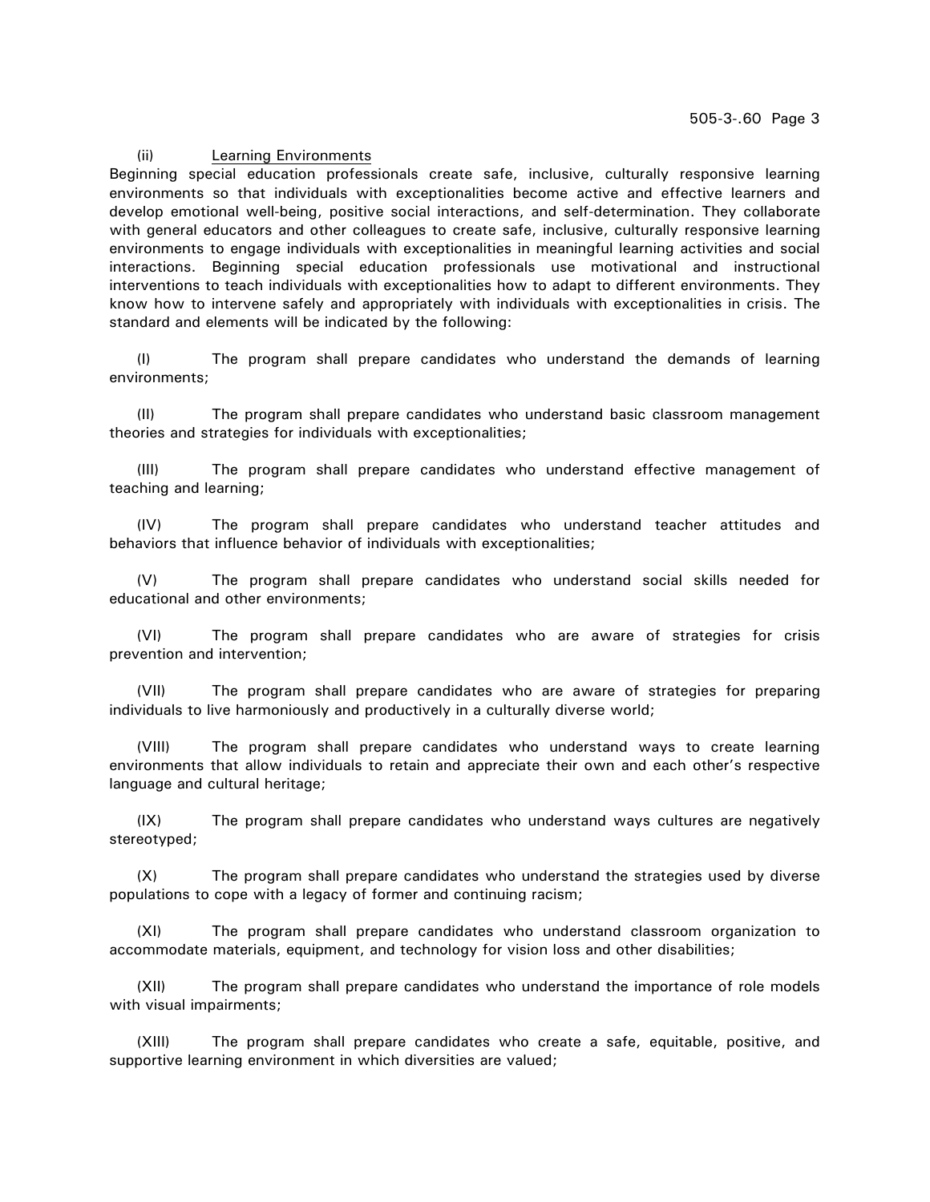(ii) <u>Learning Environments</u>

Beginning special education professionals create safe, inclusive, culturally responsive learning environments so that individuals with exceptionalities become active and effective learners and develop emotional well-being, positive social interactions, and self-determination. They collaborate with general educators and other colleagues to create safe, inclusive, culturally responsive learning environments to engage individuals with exceptionalities in meaningful learning activities and social interactions. Beginning special education professionals use motivational and instructional interventions to teach individuals with exceptionalities how to adapt to different environments. They know how to intervene safely and appropriately with individuals with exceptionalities in crisis. The standard and elements will be indicated by the following:

(I) The program shall prepare candidates who understand the demands of learning environments;

(II) The program shall prepare candidates who understand basic classroom management theories and strategies for individuals with exceptionalities;

(III) The program shall prepare candidates who understand effective management of teaching and learning;

(IV) The program shall prepare candidates who understand teacher attitudes and behaviors that influence behavior of individuals with exceptionalities;

(V) The program shall prepare candidates who understand social skills needed for educational and other environments;

(VI) The program shall prepare candidates who are aware of strategies for crisis prevention and intervention;

(VII) The program shall prepare candidates who are aware of strategies for preparing individuals to live harmoniously and productively in a culturally diverse world;

(VIII) The program shall prepare candidates who understand ways to create learning environments that allow individuals to retain and appreciate their own and each other's respective language and cultural heritage;

(IX) The program shall prepare candidates who understand ways cultures are negatively stereotyped;

(X) The program shall prepare candidates who understand the strategies used by diverse populations to cope with a legacy of former and continuing racism;

(XI) The program shall prepare candidates who understand classroom organization to accommodate materials, equipment, and technology for vision loss and other disabilities;

(XII) The program shall prepare candidates who understand the importance of role models with visual impairments;

(XIII) The program shall prepare candidates who create a safe, equitable, positive, and supportive learning environment in which diversities are valued;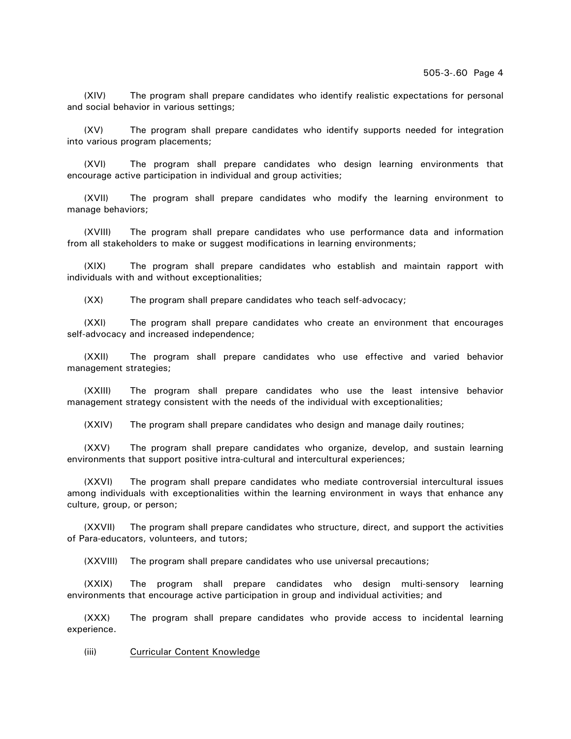(XIV) The program shall prepare candidates who identify realistic expectations for personal and social behavior in various settings;

(XV) The program shall prepare candidates who identify supports needed for integration into various program placements;

(XVI) The program shall prepare candidates who design learning environments that encourage active participation in individual and group activities;

(XVII) The program shall prepare candidates who modify the learning environment to manage behaviors;

(XVIII) The program shall prepare candidates who use performance data and information from all stakeholders to make or suggest modifications in learning environments;

(XIX) The program shall prepare candidates who establish and maintain rapport with individuals with and without exceptionalities;

(XX) The program shall prepare candidates who teach self-advocacy;

(XXI) The program shall prepare candidates who create an environment that encourages self-advocacy and increased independence;

(XXII) The program shall prepare candidates who use effective and varied behavior management strategies;

(XXIII) The program shall prepare candidates who use the least intensive behavior management strategy consistent with the needs of the individual with exceptionalities;

(XXIV) The program shall prepare candidates who design and manage daily routines;

(XXV) The program shall prepare candidates who organize, develop, and sustain learning environments that support positive intra-cultural and intercultural experiences;

(XXVI) The program shall prepare candidates who mediate controversial intercultural issues among individuals with exceptionalities within the learning environment in ways that enhance any culture, group, or person;

(XXVII) The program shall prepare candidates who structure, direct, and support the activities of Para-educators, volunteers, and tutors;

(XXVIII) The program shall prepare candidates who use universal precautions;

(XXIX) The program shall prepare candidates who design multi-sensory learning environments that encourage active participation in group and individual activities; and

(XXX) The program shall prepare candidates who provide access to incidental learning experience.

(iii) Curricular Content Knowledge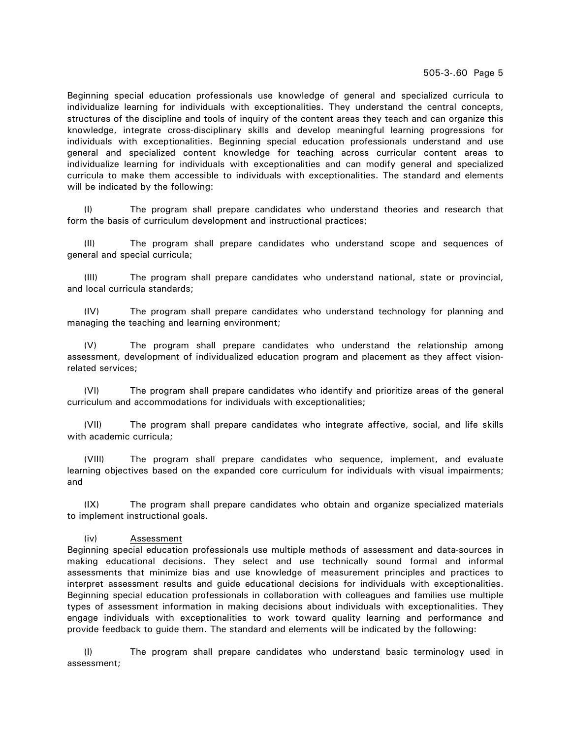Beginning special education professionals use knowledge of general and specialized curricula to individualize learning for individuals with exceptionalities. They understand the central concepts, structures of the discipline and tools of inquiry of the content areas they teach and can organize this knowledge, integrate cross-disciplinary skills and develop meaningful learning progressions for individuals with exceptionalities. Beginning special education professionals understand and use general and specialized content knowledge for teaching across curricular content areas to individualize learning for individuals with exceptionalities and can modify general and specialized curricula to make them accessible to individuals with exceptionalities. The standard and elements will be indicated by the following:

(I) The program shall prepare candidates who understand theories and research that form the basis of curriculum development and instructional practices;

(II) The program shall prepare candidates who understand scope and sequences of general and special curricula;

(III) The program shall prepare candidates who understand national, state or provincial, and local curricula standards;

(IV) The program shall prepare candidates who understand technology for planning and managing the teaching and learning environment;

(V) The program shall prepare candidates who understand the relationship among assessment, development of individualized education program and placement as they affect vision-related services;

(VI) The program shall prepare candidates who identify and prioritize areas of the general curriculum and accommodations for individuals with exceptionalities;

(VII) The program shall prepare candidates who integrate affective, social, and life skills with academic curricula;

(VIII) The program shall prepare candidates who sequence, implement, and evaluate learning objectives based on the expanded core curriculum for individuals with visual impairments; and

(IX) The program shall prepare candidates who obtain and organize specialized materials to implement instructional goals.

(iv) Assessment

Beginning special education professionals use multiple methods of assessment and data-sources in making educational decisions. They select and use technically sound formal and informal assessments that minimize bias and use knowledge of measurement principles and practices to interpret assessment results and guide educational decisions for individuals with exceptionalities. Beginning special education professionals in collaboration with colleagues and families use multiple types of assessment information in making decisions about individuals with exceptionalities. They engage individuals with exceptionalities to work toward quality learning and performance and provide feedback to guide them. The standard and elements will be indicated by the following:

(I) The program shall prepare candidates who understand basic terminology used in assessment;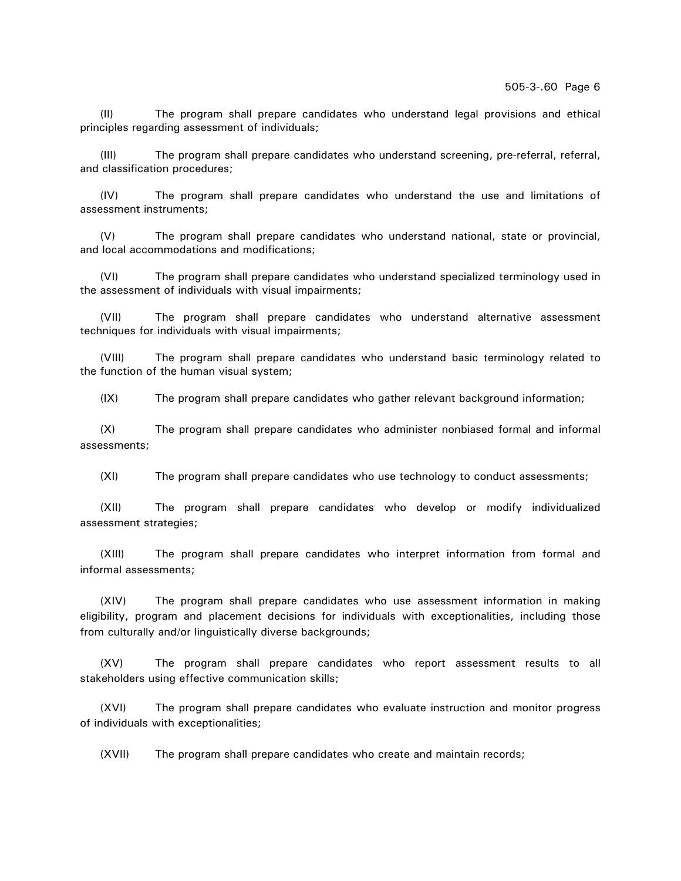(II) The program shall prepare candidates who understand legal provisions and ethical principles regarding assessment of individuals;

(III) The program shall prepare candidates who understand screening, pre-referral, referral, and classification procedures;

(IV) The program shall prepare candidates who understand the use and limitations of assessment instruments;

(V) The program shall prepare candidates who understand national, state or provincial, and local accommodations and modifications;

(VI) The program shall prepare candidates who understand specialized terminology used in the assessment of individuals with visual impairments;

(VII) The program shall prepare candidates who understand alternative assessment techniques for individuals with visual impairments;

(VIII) The program shall prepare candidates who understand basic terminology related to the function of the human visual system;

(IX) The program shall prepare candidates who gather relevant background information;

(X) The program shall prepare candidates who administer nonbiased formal and informal assessments;

(XI) The program shall prepare candidates who use technology to conduct assessments;

(XII) The program shall prepare candidates who develop or modify individualized assessment strategies;

(XIII) The program shall prepare candidates who interpret information from formal and informal assessments;

(XIV) The program shall prepare candidates who use assessment information in making eligibility, program and placement decisions for individuals with exceptionalities, including those from culturally and/or linguistically diverse backgrounds;

(XV) The program shall prepare candidates who report assessment results to all stakeholders using effective communication skills;

(XVI) The program shall prepare candidates who evaluate instruction and monitor progress of individuals with exceptionalities;

(XVII) The program shall prepare candidates who create and maintain records;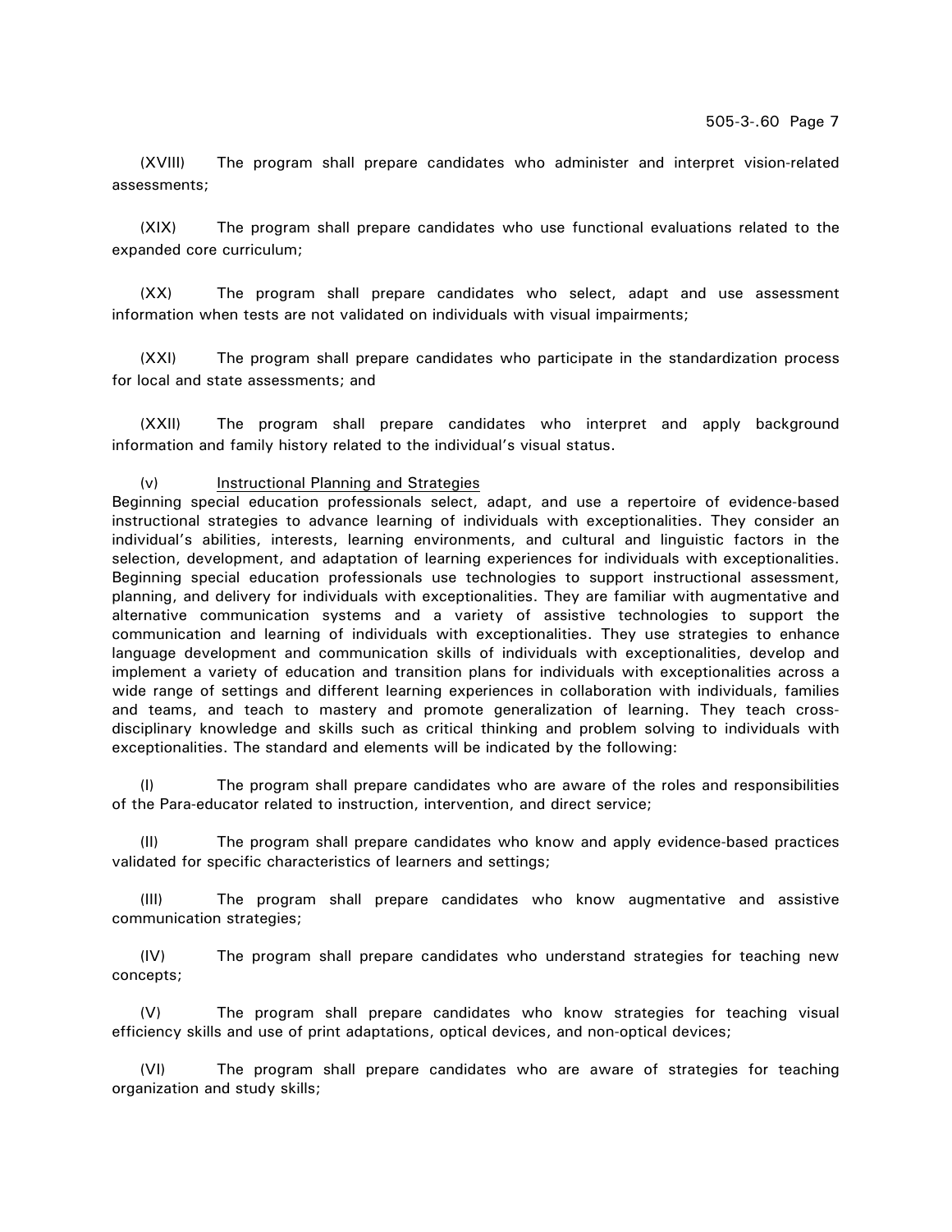(XVIII) The program shall prepare candidates who administer and interpret vision-related assessments;

(XIX) The program shall prepare candidates who use functional evaluations related to the expanded core curriculum;

(XX) The program shall prepare candidates who select, adapt and use assessment information when tests are not validated on individuals with visual impairments;

(XXI) The program shall prepare candidates who participate in the standardization process for local and state assessments; and

(XXII) The program shall prepare candidates who interpret and apply background information and family history related to the individual's visual status.

(v) <u>Instructional Planning and Strategies</u>
Beginning special education professionals select, adapt, and use a repertoire of evidence-based instructional strategies to advance learning of individuals with exceptionalities. They consider an individual's abilities, interests, learning environments, and cultural and linguistic factors in the selection, development, and adaptation of learning experiences for individuals with exceptionalities. Beginning special education professionals use technologies to support instructional assessment, planning, and delivery for individuals with exceptionalities. They are familiar with augmentative and alternative communication systems and a variety of assistive technologies to support the communication and learning of individuals with exceptionalities. They use strategies to enhance language development and communication skills of individuals with exceptionalities, develop and implement a variety of education and transition plans for individuals with exceptionalities across a wide range of settings and different learning experiences in collaboration with individuals, families and teams, and teach to mastery and promote generalization of learning. They teach cross-disciplinary knowledge and skills such as critical thinking and problem solving to individuals with exceptionalities. The standard and elements will be indicated by the following:

(I) The program shall prepare candidates who are aware of the roles and responsibilities of the Para-educator related to instruction, intervention, and direct service;

(II) The program shall prepare candidates who know and apply evidence-based practices validated for specific characteristics of learners and settings;

(III) The program shall prepare candidates who know augmentative and assistive communication strategies;

(IV) The program shall prepare candidates who understand strategies for teaching new concepts;

(V) The program shall prepare candidates who know strategies for teaching visual efficiency skills and use of print adaptations, optical devices, and non-optical devices;

(VI) The program shall prepare candidates who are aware of strategies for teaching organization and study skills;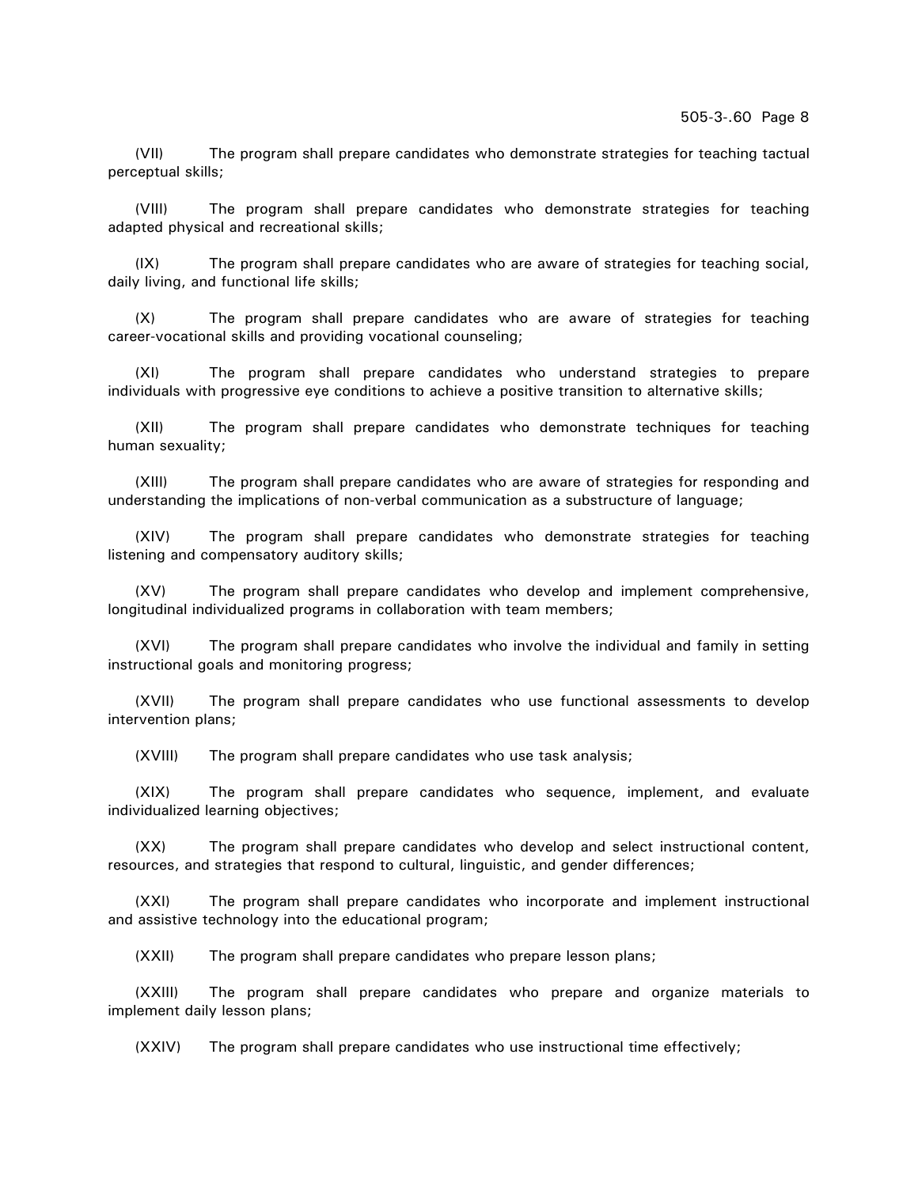(VII) The program shall prepare candidates who demonstrate strategies for teaching tactual perceptual skills;

(VIII) The program shall prepare candidates who demonstrate strategies for teaching adapted physical and recreational skills;

(IX) The program shall prepare candidates who are aware of strategies for teaching social, daily living, and functional life skills;

(X) The program shall prepare candidates who are aware of strategies for teaching career-vocational skills and providing vocational counseling;

(XI) The program shall prepare candidates who understand strategies to prepare individuals with progressive eye conditions to achieve a positive transition to alternative skills;

(XII) The program shall prepare candidates who demonstrate techniques for teaching human sexuality;

(XIII) The program shall prepare candidates who are aware of strategies for responding and understanding the implications of non-verbal communication as a substructure of language;

(XIV) The program shall prepare candidates who demonstrate strategies for teaching listening and compensatory auditory skills;

(XV) The program shall prepare candidates who develop and implement comprehensive, longitudinal individualized programs in collaboration with team members;

(XVI) The program shall prepare candidates who involve the individual and family in setting instructional goals and monitoring progress;

(XVII) The program shall prepare candidates who use functional assessments to develop intervention plans;

(XVIII) The program shall prepare candidates who use task analysis;

(XIX) The program shall prepare candidates who sequence, implement, and evaluate individualized learning objectives;

(XX) The program shall prepare candidates who develop and select instructional content, resources, and strategies that respond to cultural, linguistic, and gender differences;

(XXI) The program shall prepare candidates who incorporate and implement instructional and assistive technology into the educational program;

(XXII) The program shall prepare candidates who prepare lesson plans;

(XXIII) The program shall prepare candidates who prepare and organize materials to implement daily lesson plans;

(XXIV) The program shall prepare candidates who use instructional time effectively;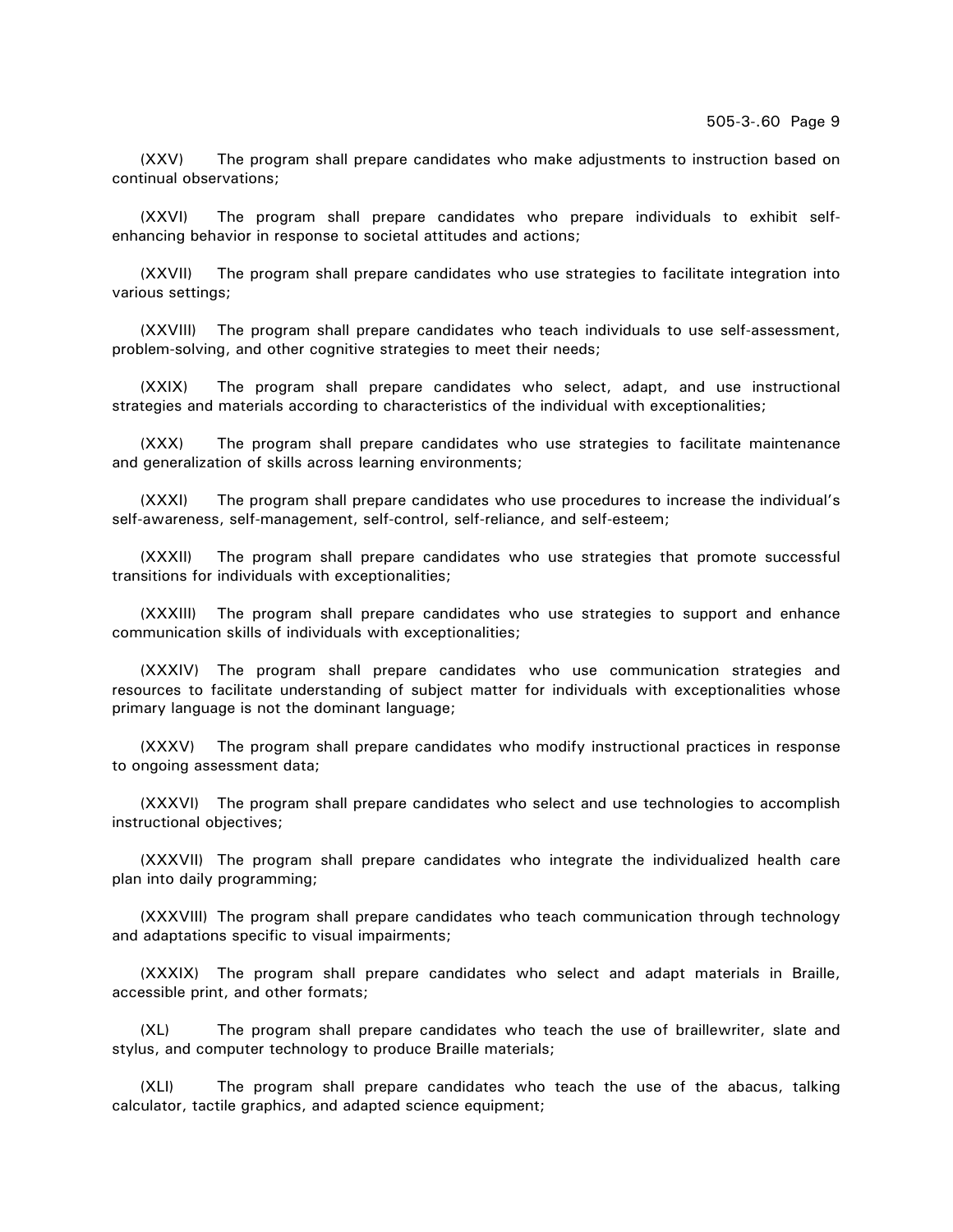(XXV) The program shall prepare candidates who make adjustments to instruction based on continual observations;

(XXVI) The program shall prepare candidates who prepare individuals to exhibit self-enhancing behavior in response to societal attitudes and actions;

(XXVII) The program shall prepare candidates who use strategies to facilitate integration into various settings;

(XXVIII) The program shall prepare candidates who teach individuals to use self-assessment, problem-solving, and other cognitive strategies to meet their needs;

(XXIX) The program shall prepare candidates who select, adapt, and use instructional strategies and materials according to characteristics of the individual with exceptionalities;

(XXX) The program shall prepare candidates who use strategies to facilitate maintenance and generalization of skills across learning environments;

(XXXI) The program shall prepare candidates who use procedures to increase the individual's self-awareness, self-management, self-control, self-reliance, and self-esteem;

(XXXII) The program shall prepare candidates who use strategies that promote successful transitions for individuals with exceptionalities;

(XXXIII) The program shall prepare candidates who use strategies to support and enhance communication skills of individuals with exceptionalities;

(XXXIV) The program shall prepare candidates who use communication strategies and resources to facilitate understanding of subject matter for individuals with exceptionalities whose primary language is not the dominant language;

(XXXV) The program shall prepare candidates who modify instructional practices in response to ongoing assessment data;

(XXXVI) The program shall prepare candidates who select and use technologies to accomplish instructional objectives;

(XXXVII) The program shall prepare candidates who integrate the individualized health care plan into daily programming;

(XXXVIII) The program shall prepare candidates who teach communication through technology and adaptations specific to visual impairments;

(XXXIX) The program shall prepare candidates who select and adapt materials in Braille, accessible print, and other formats;

(XL) The program shall prepare candidates who teach the use of braillewriter, slate and stylus, and computer technology to produce Braille materials;

(XLI) The program shall prepare candidates who teach the use of the abacus, talking calculator, tactile graphics, and adapted science equipment;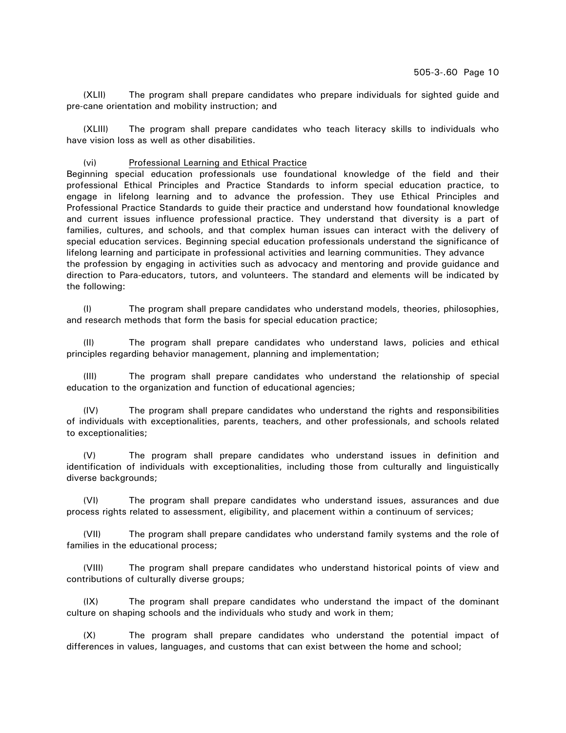(XLII) The program shall prepare candidates who prepare individuals for sighted guide and pre-cane orientation and mobility instruction; and

(XLIII) The program shall prepare candidates who teach literacy skills to individuals who have vision loss as well as other disabilities.

(vi) <u>Professional Learning and Ethical Practice</u>
Beginning special education professionals use foundational knowledge of the field and their professional Ethical Principles and Practice Standards to inform special education practice, to engage in lifelong learning and to advance the profession. They use Ethical Principles and Professional Practice Standards to guide their practice and understand how foundational knowledge and current issues influence professional practice. They understand that diversity is a part of families, cultures, and schools, and that complex human issues can interact with the delivery of special education services. Beginning special education professionals understand the significance of lifelong learning and participate in professional activities and learning communities. They advance the profession by engaging in activities such as advocacy and mentoring and provide guidance and direction to Para-educators, tutors, and volunteers. The standard and elements will be indicated by the following:

(I) The program shall prepare candidates who understand models, theories, philosophies, and research methods that form the basis for special education practice;

(II) The program shall prepare candidates who understand laws, policies and ethical principles regarding behavior management, planning and implementation;

(III) The program shall prepare candidates who understand the relationship of special education to the organization and function of educational agencies;

(IV) The program shall prepare candidates who understand the rights and responsibilities of individuals with exceptionalities, parents, teachers, and other professionals, and schools related to exceptionalities;

(V) The program shall prepare candidates who understand issues in definition and identification of individuals with exceptionalities, including those from culturally and linguistically diverse backgrounds;

(VI) The program shall prepare candidates who understand issues, assurances and due process rights related to assessment, eligibility, and placement within a continuum of services;

(VII) The program shall prepare candidates who understand family systems and the role of families in the educational process;

(VIII) The program shall prepare candidates who understand historical points of view and contributions of culturally diverse groups;

(IX) The program shall prepare candidates who understand the impact of the dominant culture on shaping schools and the individuals who study and work in them;

(X) The program shall prepare candidates who understand the potential impact of differences in values, languages, and customs that can exist between the home and school;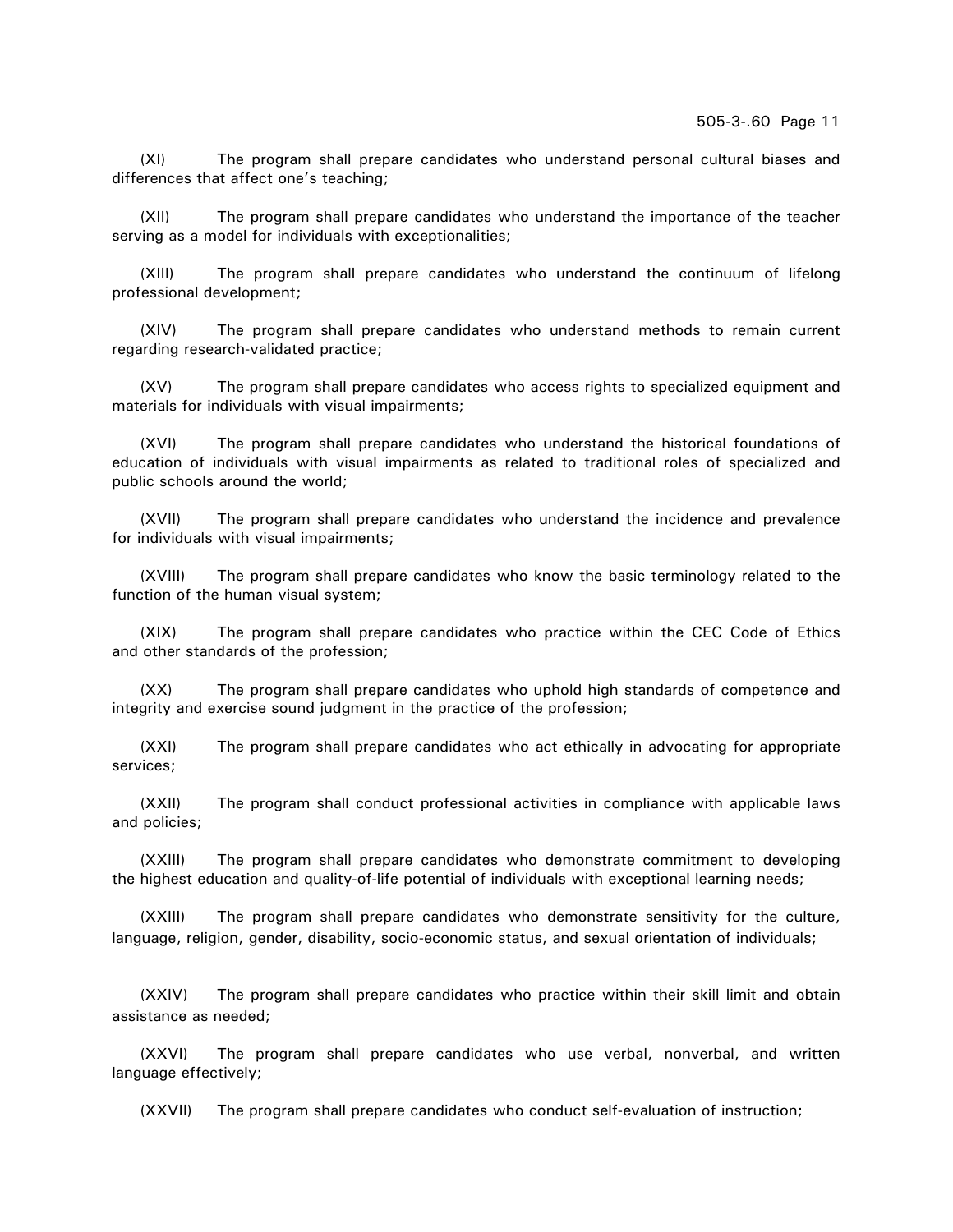(XI) The program shall prepare candidates who understand personal cultural biases and differences that affect one's teaching;

(XII) The program shall prepare candidates who understand the importance of the teacher serving as a model for individuals with exceptionalities;

(XIII) The program shall prepare candidates who understand the continuum of lifelong professional development;

(XIV) The program shall prepare candidates who understand methods to remain current regarding research-validated practice;

(XV) The program shall prepare candidates who access rights to specialized equipment and materials for individuals with visual impairments;

(XVI) The program shall prepare candidates who understand the historical foundations of education of individuals with visual impairments as related to traditional roles of specialized and public schools around the world;

(XVII) The program shall prepare candidates who understand the incidence and prevalence for individuals with visual impairments;

(XVIII) The program shall prepare candidates who know the basic terminology related to the function of the human visual system;

(XIX) The program shall prepare candidates who practice within the CEC Code of Ethics and other standards of the profession;

(XX) The program shall prepare candidates who uphold high standards of competence and integrity and exercise sound judgment in the practice of the profession;

(XXI) The program shall prepare candidates who act ethically in advocating for appropriate services;

(XXII) The program shall conduct professional activities in compliance with applicable laws and policies;

(XXIII) The program shall prepare candidates who demonstrate commitment to developing the highest education and quality-of-life potential of individuals with exceptional learning needs;

(XXIII) The program shall prepare candidates who demonstrate sensitivity for the culture, language, religion, gender, disability, socio-economic status, and sexual orientation of individuals;

(XXIV) The program shall prepare candidates who practice within their skill limit and obtain assistance as needed;

(XXVI) The program shall prepare candidates who use verbal, nonverbal, and written language effectively;

(XXVII) The program shall prepare candidates who conduct self-evaluation of instruction;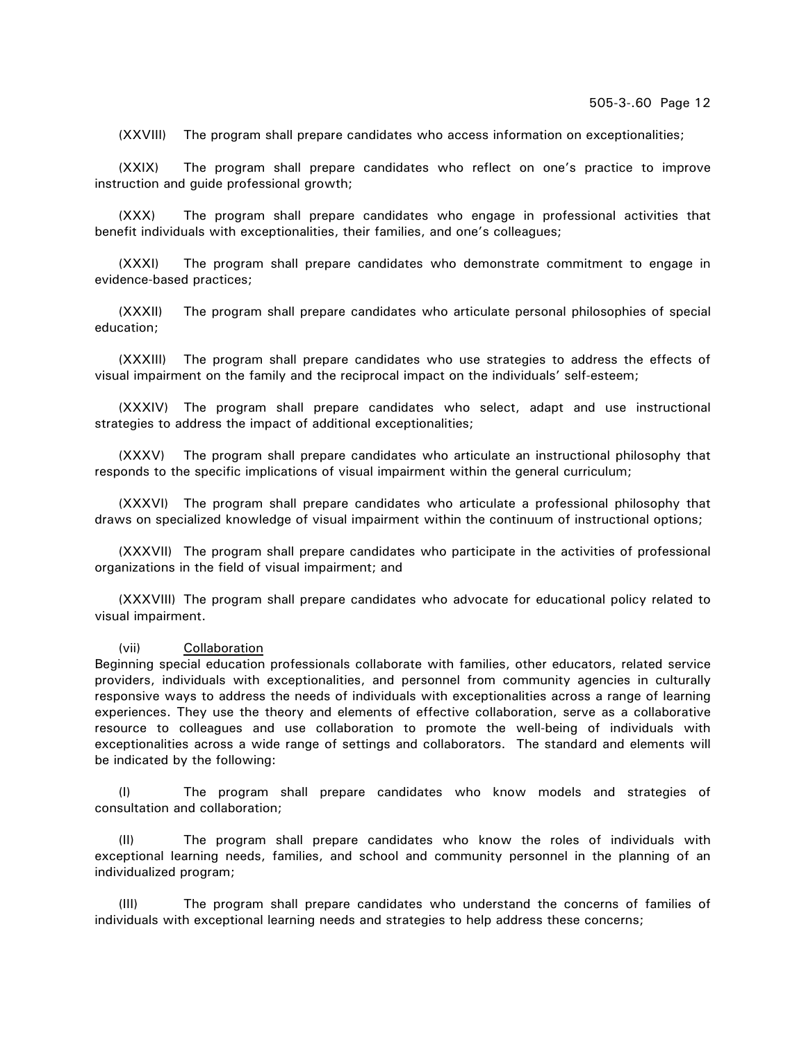(XXVIII) The program shall prepare candidates who access information on exceptionalities;

(XXIX) The program shall prepare candidates who reflect on one's practice to improve instruction and guide professional growth;

(XXX) The program shall prepare candidates who engage in professional activities that benefit individuals with exceptionalities, their families, and one's colleagues;

(XXXI) The program shall prepare candidates who demonstrate commitment to engage in evidence-based practices;

(XXXII) The program shall prepare candidates who articulate personal philosophies of special education;

(XXXIII) The program shall prepare candidates who use strategies to address the effects of visual impairment on the family and the reciprocal impact on the individuals' self-esteem;

(XXXIV) The program shall prepare candidates who select, adapt and use instructional strategies to address the impact of additional exceptionalities;

(XXXV) The program shall prepare candidates who articulate an instructional philosophy that responds to the specific implications of visual impairment within the general curriculum;

(XXXVI) The program shall prepare candidates who articulate a professional philosophy that draws on specialized knowledge of visual impairment within the continuum of instructional options;

(XXXVII) The program shall prepare candidates who participate in the activities of professional organizations in the field of visual impairment; and

(XXXVIII) The program shall prepare candidates who advocate for educational policy related to visual impairment.

(vii) Collaboration

Beginning special education professionals collaborate with families, other educators, related service providers, individuals with exceptionalities, and personnel from community agencies in culturally responsive ways to address the needs of individuals with exceptionalities across a range of learning experiences. They use the theory and elements of effective collaboration, serve as a collaborative resource to colleagues and use collaboration to promote the well-being of individuals with exceptionalities across a wide range of settings and collaborators. The standard and elements will be indicated by the following:

(I) The program shall prepare candidates who know models and strategies of consultation and collaboration;

(II) The program shall prepare candidates who know the roles of individuals with exceptional learning needs, families, and school and community personnel in the planning of an individualized program;

(III) The program shall prepare candidates who understand the concerns of families of individuals with exceptional learning needs and strategies to help address these concerns;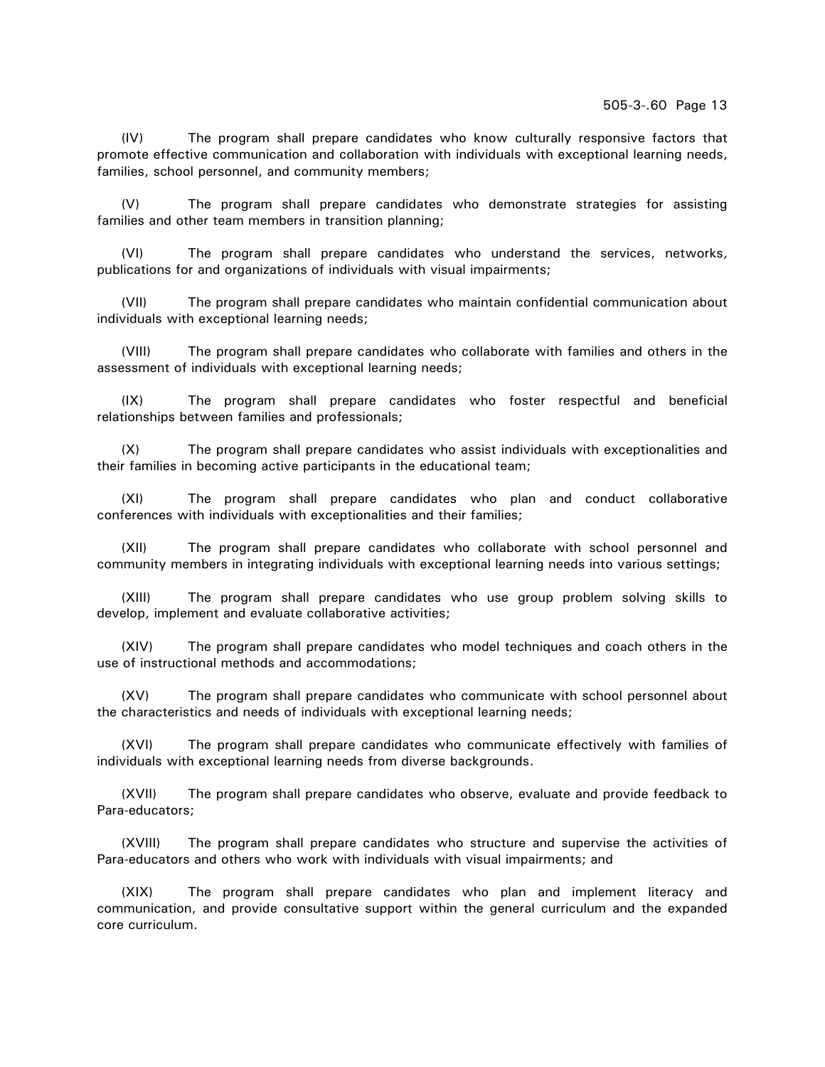(IV) The program shall prepare candidates who know culturally responsive factors that promote effective communication and collaboration with individuals with exceptional learning needs, families, school personnel, and community members;

(V) The program shall prepare candidates who demonstrate strategies for assisting families and other team members in transition planning;

(VI) The program shall prepare candidates who understand the services, networks, publications for and organizations of individuals with visual impairments;

(VII) The program shall prepare candidates who maintain confidential communication about individuals with exceptional learning needs;

(VIII) The program shall prepare candidates who collaborate with families and others in the assessment of individuals with exceptional learning needs;

(IX) The program shall prepare candidates who foster respectful and beneficial relationships between families and professionals;

(X) The program shall prepare candidates who assist individuals with exceptionalities and their families in becoming active participants in the educational team;

(XI) The program shall prepare candidates who plan and conduct collaborative conferences with individuals with exceptionalities and their families;

(XII) The program shall prepare candidates who collaborate with school personnel and community members in integrating individuals with exceptional learning needs into various settings;

(XIII) The program shall prepare candidates who use group problem solving skills to develop, implement and evaluate collaborative activities;

(XIV) The program shall prepare candidates who model techniques and coach others in the use of instructional methods and accommodations;

(XV) The program shall prepare candidates who communicate with school personnel about the characteristics and needs of individuals with exceptional learning needs;

(XVI) The program shall prepare candidates who communicate effectively with families of individuals with exceptional learning needs from diverse backgrounds.

(XVII) The program shall prepare candidates who observe, evaluate and provide feedback to Para-educators;

(XVIII) The program shall prepare candidates who structure and supervise the activities of Para-educators and others who work with individuals with visual impairments; and

(XIX) The program shall prepare candidates who plan and implement literacy and communication, and provide consultative support within the general curriculum and the expanded core curriculum.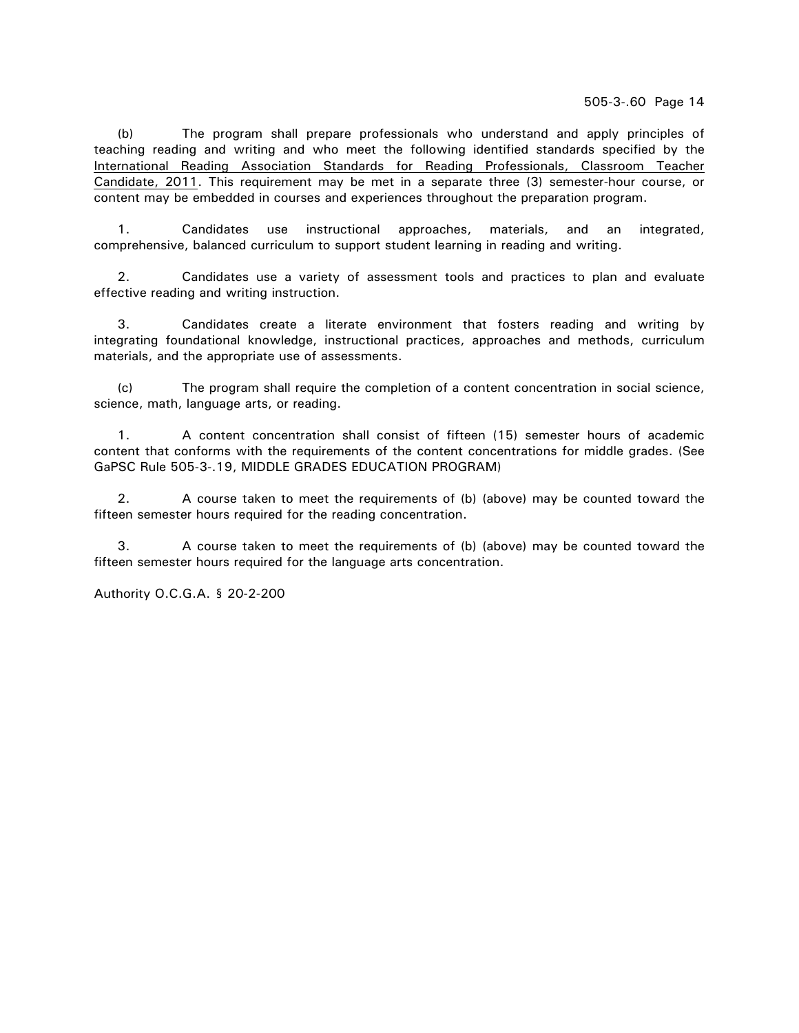(b) The program shall prepare professionals who understand and apply principles of teaching reading and writing and who meet the following identified standards specified by the International Reading Association Standards for Reading Professionals, Classroom Teacher Candidate, 2011. This requirement may be met in a separate three (3) semester-hour course, or content may be embedded in courses and experiences throughout the preparation program.

1. Candidates use instructional approaches, materials, and an integrated, comprehensive, balanced curriculum to support student learning in reading and writing.

2. Candidates use a variety of assessment tools and practices to plan and evaluate effective reading and writing instruction.

3. Candidates create a literate environment that fosters reading and writing by integrating foundational knowledge, instructional practices, approaches and methods, curriculum materials, and the appropriate use of assessments.

(c) The program shall require the completion of a content concentration in social science, science, math, language arts, or reading.

1. A content concentration shall consist of fifteen (15) semester hours of academic content that conforms with the requirements of the content concentrations for middle grades. (See GaPSC Rule 505-3-.19, MIDDLE GRADES EDUCATION PROGRAM)

2. A course taken to meet the requirements of (b) (above) may be counted toward the fifteen semester hours required for the reading concentration.

3. A course taken to meet the requirements of (b) (above) may be counted toward the fifteen semester hours required for the language arts concentration.

Authority O.C.G.A. § 20-2-200